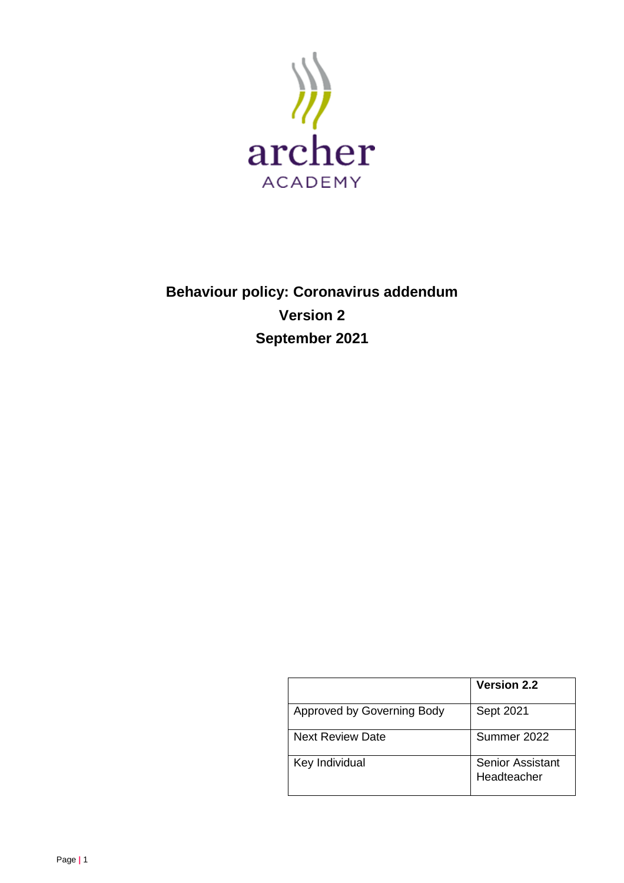archer ACADEMY

# Behaviour policy: Coronavirus addendum

## Version 2

## September 2021

| | Version 2.2 |
|---|---|
| Approved by Governing Body | Sept 2021 |
| Next Review Date | Summer 2022 |
| Key Individual | Senior Assistant Headteacher |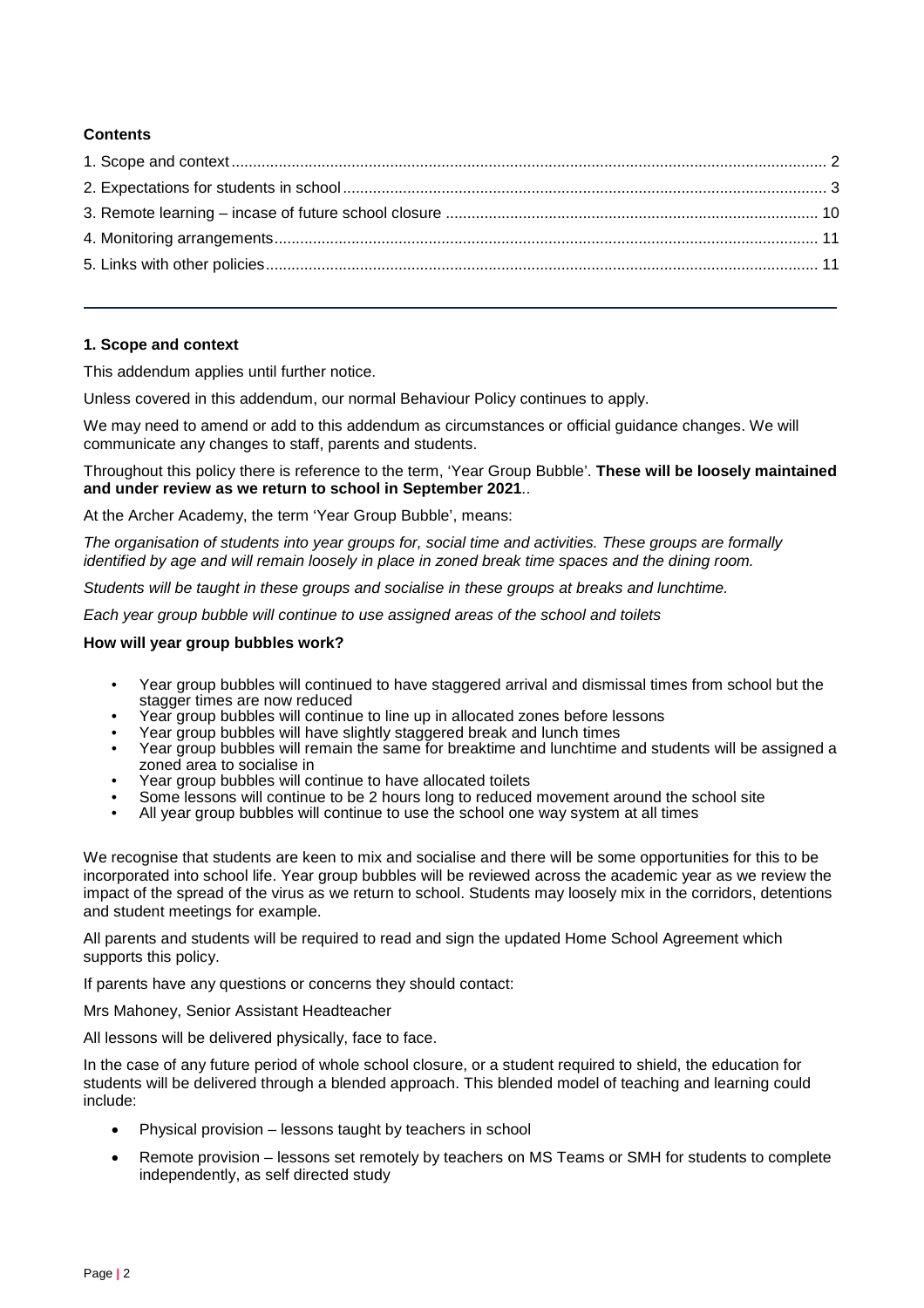**Contents**

1. Scope and context ... 2
2. Expectations for students in school ... 3
3. Remote learning – incase of future school closure ... 10
4. Monitoring arrangements ... 11
5. Links with other policies ... 11

---

**1. Scope and context**

This addendum applies until further notice.

Unless covered in this addendum, our normal Behaviour Policy continues to apply.

We may need to amend or add to this addendum as circumstances or official guidance changes. We will communicate any changes to staff, parents and students.

Throughout this policy there is reference to the term, 'Year Group Bubble'. **These will be loosely maintained and under review as we return to school in September 2021**..

At the Archer Academy, the term 'Year Group Bubble', means:

*The organisation of students into year groups for, social time and activities. These groups are formally identified by age and will remain loosely in place in zoned break time spaces and the dining room.*

*Students will be taught in these groups and socialise in these groups at breaks and lunchtime.*

*Each year group bubble will continue to use assigned areas of the school and toilets*

**How will year group bubbles work?**

- Year group bubbles will continued to have staggered arrival and dismissal times from school but the stagger times are now reduced
- Year group bubbles will continue to line up in allocated zones before lessons
- Year group bubbles will have slightly staggered break and lunch times
- Year group bubbles will remain the same for breaktime and lunchtime and students will be assigned a zoned area to socialise in
- Year group bubbles will continue to have allocated toilets
- Some lessons will continue to be 2 hours long to reduced movement around the school site
- All year group bubbles will continue to use the school one way system at all times

We recognise that students are keen to mix and socialise and there will be some opportunities for this to be incorporated into school life. Year group bubbles will be reviewed across the academic year as we review the impact of the spread of the virus as we return to school. Students may loosely mix in the corridors, detentions and student meetings for example.

All parents and students will be required to read and sign the updated Home School Agreement which supports this policy.

If parents have any questions or concerns they should contact:

Mrs Mahoney, Senior Assistant Headteacher

All lessons will be delivered physically, face to face.

In the case of any future period of whole school closure, or a student required to shield, the education for students will be delivered through a blended approach. This blended model of teaching and learning could include:

- Physical provision – lessons taught by teachers in school
- Remote provision – lessons set remotely by teachers on MS Teams or SMH for students to complete independently, as self directed study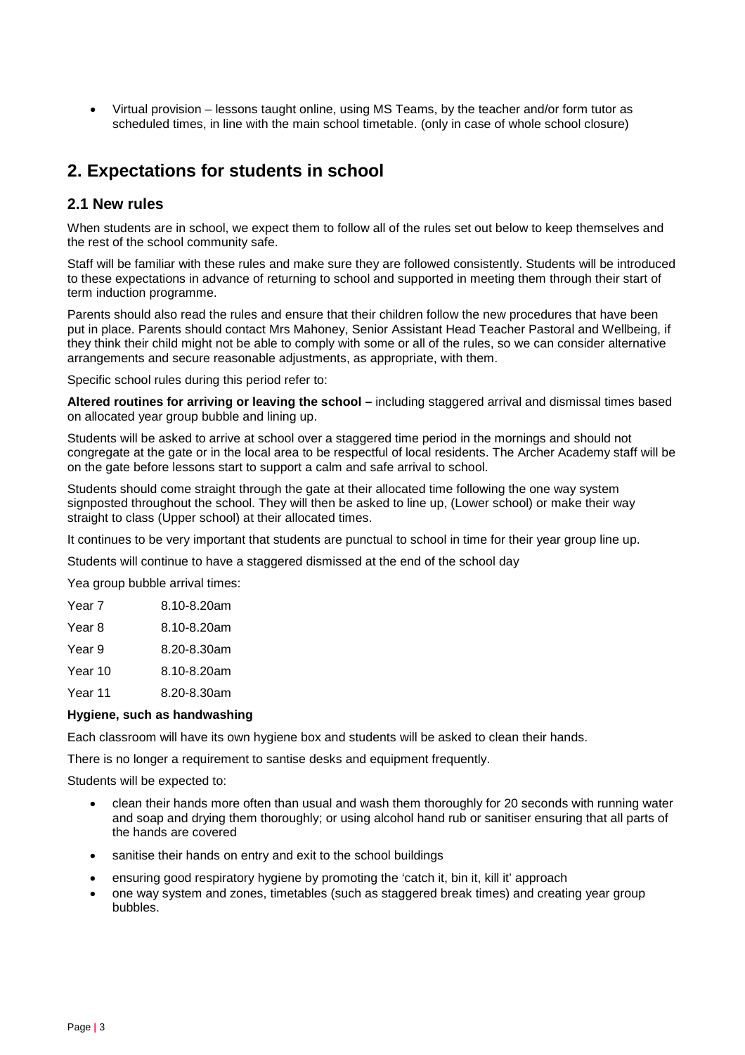- Virtual provision – lessons taught online, using MS Teams, by the teacher and/or form tutor as scheduled times, in line with the main school timetable. (only in case of whole school closure)

## 2. Expectations for students in school

### 2.1 New rules

When students are in school, we expect them to follow all of the rules set out below to keep themselves and the rest of the school community safe.

Staff will be familiar with these rules and make sure they are followed consistently. Students will be introduced to these expectations in advance of returning to school and supported in meeting them through their start of term induction programme.

Parents should also read the rules and ensure that their children follow the new procedures that have been put in place. Parents should contact Mrs Mahoney, Senior Assistant Head Teacher Pastoral and Wellbeing, if they think their child might not be able to comply with some or all of the rules, so we can consider alternative arrangements and secure reasonable adjustments, as appropriate, with them.

Specific school rules during this period refer to:

**Altered routines for arriving or leaving the school –** including staggered arrival and dismissal times based on allocated year group bubble and lining up.

Students will be asked to arrive at school over a staggered time period in the mornings and should not congregate at the gate or in the local area to be respectful of local residents. The Archer Academy staff will be on the gate before lessons start to support a calm and safe arrival to school.

Students should come straight through the gate at their allocated time following the one way system signposted throughout the school. They will then be asked to line up, (Lower school) or make their way straight to class (Upper school) at their allocated times.

It continues to be very important that students are punctual to school in time for their year group line up.

Students will continue to have a staggered dismissed at the end of the school day

Yea group bubble arrival times:

| | |
|---|---|
| Year 7 | 8.10-8.20am |
| Year 8 | 8.10-8.20am |
| Year 9 | 8.20-8.30am |
| Year 10 | 8.10-8.20am |
| Year 11 | 8.20-8.30am |

**Hygiene, such as handwashing**

Each classroom will have its own hygiene box and students will be asked to clean their hands.

There is no longer a requirement to santise desks and equipment frequently.

Students will be expected to:

- clean their hands more often than usual and wash them thoroughly for 20 seconds with running water and soap and drying them thoroughly; or using alcohol hand rub or sanitiser ensuring that all parts of the hands are covered
- sanitise their hands on entry and exit to the school buildings
- ensuring good respiratory hygiene by promoting the 'catch it, bin it, kill it' approach
- one way system and zones, timetables (such as staggered break times) and creating year group bubbles.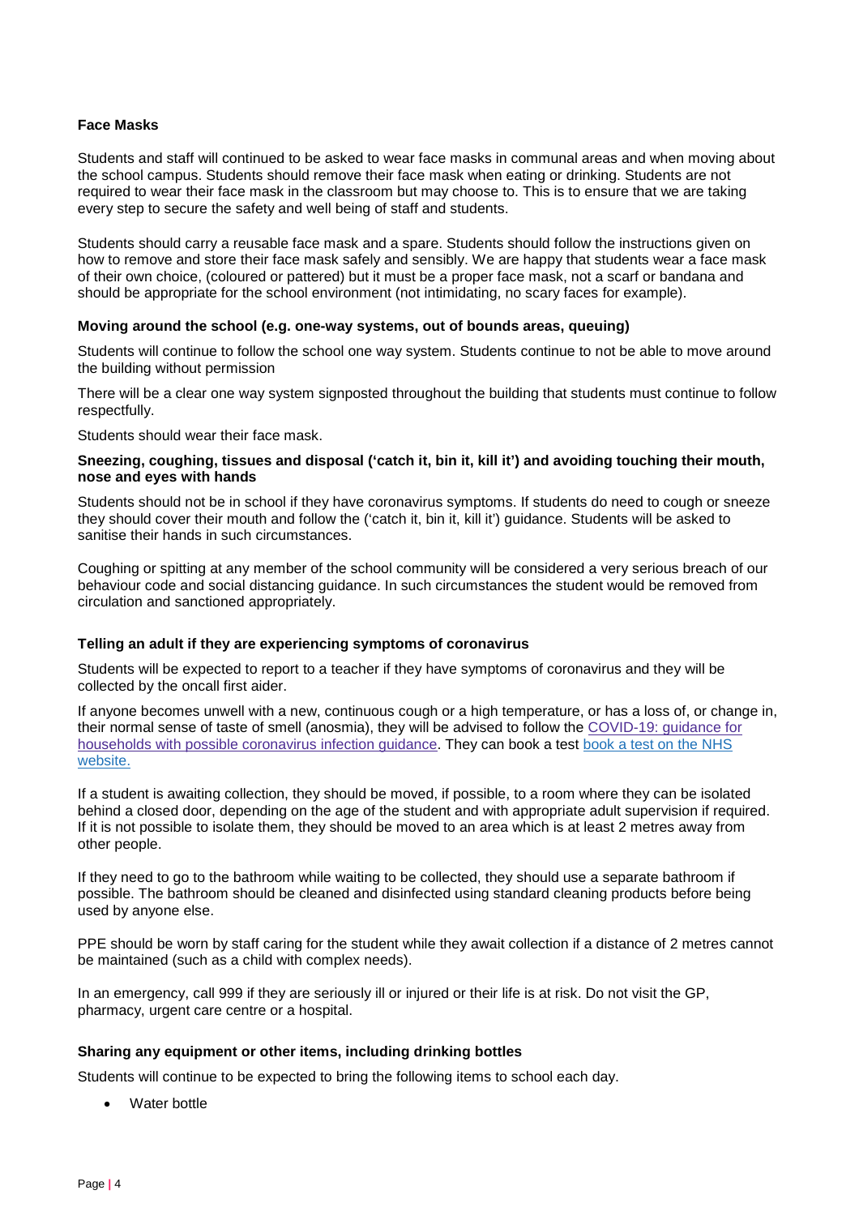**Face Masks**

Students and staff will continued to be asked to wear face masks in communal areas and when moving about the school campus. Students should remove their face mask when eating or drinking. Students are not required to wear their face mask in the classroom but may choose to. This is to ensure that we are taking every step to secure the safety and well being of staff and students.

Students should carry a reusable face mask and a spare. Students should follow the instructions given on how to remove and store their face mask safely and sensibly. We are happy that students wear a face mask of their own choice, (coloured or pattered) but it must be a proper face mask, not a scarf or bandana and should be appropriate for the school environment (not intimidating, no scary faces for example).

**Moving around the school (e.g. one-way systems, out of bounds areas, queuing)**

Students will continue to follow the school one way system. Students continue to not be able to move around the building without permission

There will be a clear one way system signposted throughout the building that students must continue to follow respectfully.

Students should wear their face mask.

**Sneezing, coughing, tissues and disposal ('catch it, bin it, kill it') and avoiding touching their mouth, nose and eyes with hands**

Students should not be in school if they have coronavirus symptoms. If students do need to cough or sneeze they should cover their mouth and follow the ('catch it, bin it, kill it') guidance. Students will be asked to sanitise their hands in such circumstances.

Coughing or spitting at any member of the school community will be considered a very serious breach of our behaviour code and social distancing guidance. In such circumstances the student would be removed from circulation and sanctioned appropriately.

**Telling an adult if they are experiencing symptoms of coronavirus**

Students will be expected to report to a teacher if they have symptoms of coronavirus and they will be collected by the oncall first aider.

If anyone becomes unwell with a new, continuous cough or a high temperature, or has a loss of, or change in, their normal sense of taste of smell (anosmia), they will be advised to follow the COVID-19: guidance for households with possible coronavirus infection guidance. They can book a test book a test on the NHS website.

If a student is awaiting collection, they should be moved, if possible, to a room where they can be isolated behind a closed door, depending on the age of the student and with appropriate adult supervision if required. If it is not possible to isolate them, they should be moved to an area which is at least 2 metres away from other people.

If they need to go to the bathroom while waiting to be collected, they should use a separate bathroom if possible. The bathroom should be cleaned and disinfected using standard cleaning products before being used by anyone else.

PPE should be worn by staff caring for the student while they await collection if a distance of 2 metres cannot be maintained (such as a child with complex needs).

In an emergency, call 999 if they are seriously ill or injured or their life is at risk. Do not visit the GP, pharmacy, urgent care centre or a hospital.

**Sharing any equipment or other items, including drinking bottles**

Students will continue to be expected to bring the following items to school each day.

- Water bottle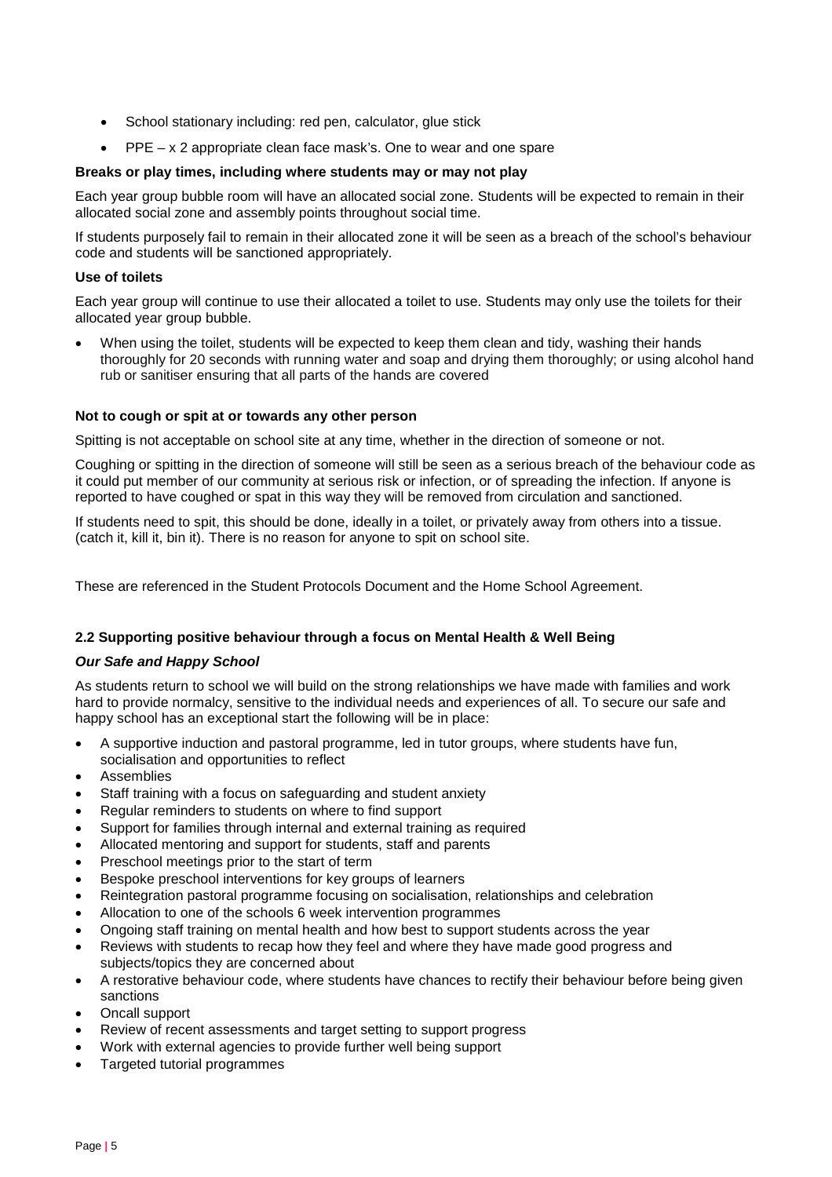- School stationary including: red pen, calculator, glue stick
- PPE – x 2 appropriate clean face mask's. One to wear and one spare

**Breaks or play times, including where students may or may not play**

Each year group bubble room will have an allocated social zone. Students will be expected to remain in their allocated social zone and assembly points throughout social time.

If students purposely fail to remain in their allocated zone it will be seen as a breach of the school's behaviour code and students will be sanctioned appropriately.

**Use of toilets**

Each year group will continue to use their allocated a toilet to use. Students may only use the toilets for their allocated year group bubble.

- When using the toilet, students will be expected to keep them clean and tidy, washing their hands thoroughly for 20 seconds with running water and soap and drying them thoroughly; or using alcohol hand rub or sanitiser ensuring that all parts of the hands are covered

**Not to cough or spit at or towards any other person**

Spitting is not acceptable on school site at any time, whether in the direction of someone or not.

Coughing or spitting in the direction of someone will still be seen as a serious breach of the behaviour code as it could put member of our community at serious risk or infection, or of spreading the infection. If anyone is reported to have coughed or spat in this way they will be removed from circulation and sanctioned.

If students need to spit, this should be done, ideally in a toilet, or privately away from others into a tissue. (catch it, kill it, bin it). There is no reason for anyone to spit on school site.

These are referenced in the Student Protocols Document and the Home School Agreement.

### 2.2 Supporting positive behaviour through a focus on Mental Health & Well Being

***Our Safe and Happy School***

As students return to school we will build on the strong relationships we have made with families and work hard to provide normalcy, sensitive to the individual needs and experiences of all. To secure our safe and happy school has an exceptional start the following will be in place:

- A supportive induction and pastoral programme, led in tutor groups, where students have fun, socialisation and opportunities to reflect
- Assemblies
- Staff training with a focus on safeguarding and student anxiety
- Regular reminders to students on where to find support
- Support for families through internal and external training as required
- Allocated mentoring and support for students, staff and parents
- Preschool meetings prior to the start of term
- Bespoke preschool interventions for key groups of learners
- Reintegration pastoral programme focusing on socialisation, relationships and celebration
- Allocation to one of the schools 6 week intervention programmes
- Ongoing staff training on mental health and how best to support students across the year
- Reviews with students to recap how they feel and where they have made good progress and subjects/topics they are concerned about
- A restorative behaviour code, where students have chances to rectify their behaviour before being given sanctions
- Oncall support
- Review of recent assessments and target setting to support progress
- Work with external agencies to provide further well being support
- Targeted tutorial programmes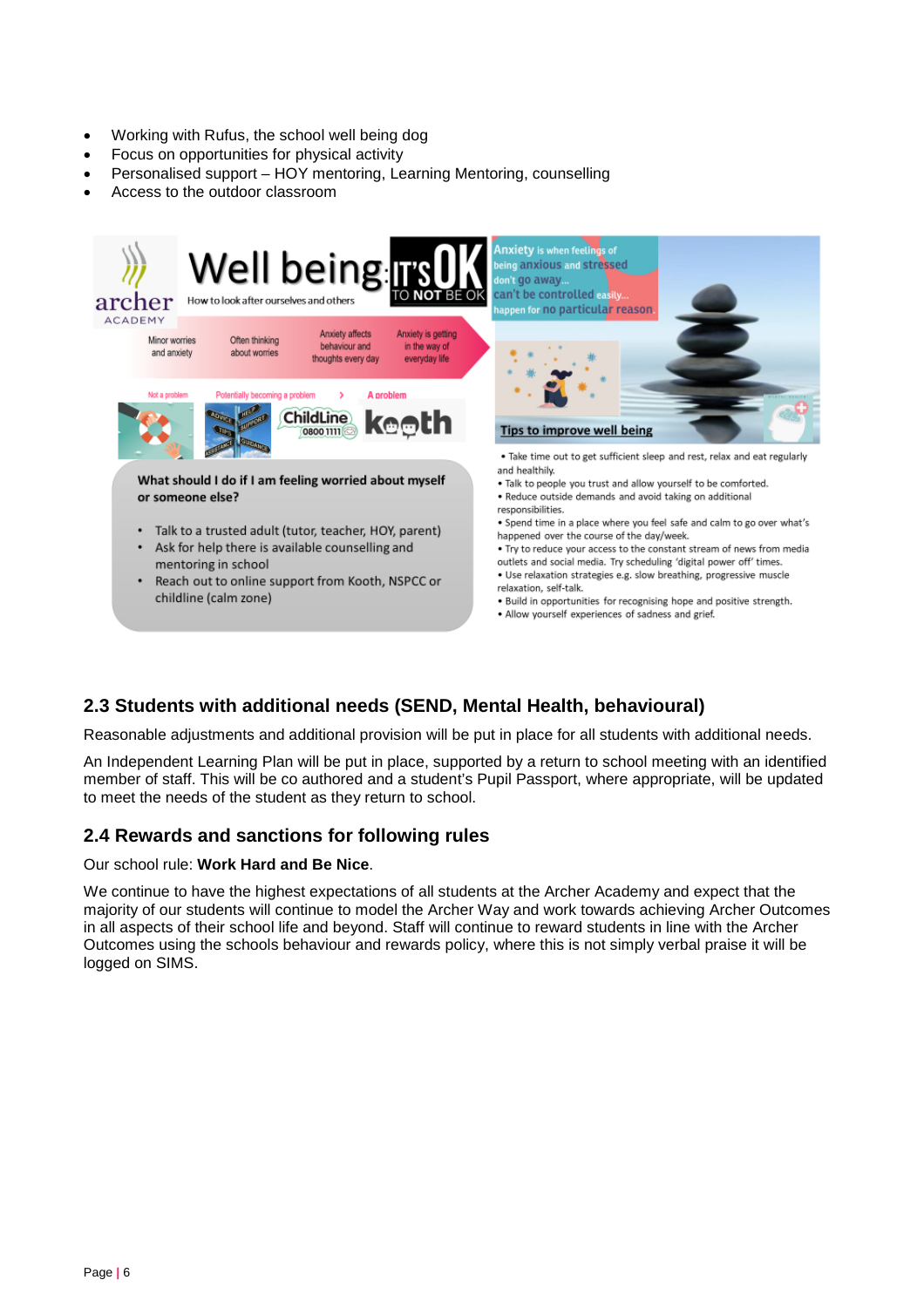- Working with Rufus, the school well being dog
- Focus on opportunities for physical activity
- Personalised support – HOY mentoring, Learning Mentoring, counselling
- Access to the outdoor classroom

**Well being: IT'S OK TO NOT BE OK**

How to look after ourselves and others

| Minor worries and anxiety | Often thinking about worries | Anxiety affects behaviour and thoughts every day | Anxiety is getting in the way of everyday life |
|---|---|---|---|
| Not a problem | Potentially becoming a problem | A problem | |

ChildLine 0800 1111

kooth

**What should I do if I am feeling worried about myself or someone else?**

- Talk to a trusted adult (tutor, teacher, HOY, parent)
- Ask for help there is available counselling and mentoring in school
- Reach out to online support from Kooth, NSPCC or childline (calm zone)

Anxiety is when feelings of being anxious and stressed don't go away... can't be controlled easily... happen for no particular reason

**Tips to improve well being**

- Take time out to get sufficient sleep and rest, relax and eat regularly and healthily.
- Talk to people you trust and allow yourself to be comforted.
- Reduce outside demands and avoid taking on additional responsibilities.
- Spend time in a place where you feel safe and calm to go over what's happened over the course of the day/week.
- Try to reduce your access to the constant stream of news from media outlets and social media. Try scheduling 'digital power off' times.
- Use relaxation strategies e.g. slow breathing, progressive muscle relaxation, self-talk.
- Build in opportunities for recognising hope and positive strength.
- Allow yourself experiences of sadness and grief.

## 2.3 Students with additional needs (SEND, Mental Health, behavioural)

Reasonable adjustments and additional provision will be put in place for all students with additional needs.

An Independent Learning Plan will be put in place, supported by a return to school meeting with an identified member of staff. This will be co authored and a student's Pupil Passport, where appropriate, will be updated to meet the needs of the student as they return to school.

## 2.4 Rewards and sanctions for following rules

Our school rule: **Work Hard and Be Nice**.

We continue to have the highest expectations of all students at the Archer Academy and expect that the majority of our students will continue to model the Archer Way and work towards achieving Archer Outcomes in all aspects of their school life and beyond. Staff will continue to reward students in line with the Archer Outcomes using the schools behaviour and rewards policy, where this is not simply verbal praise it will be logged on SIMS.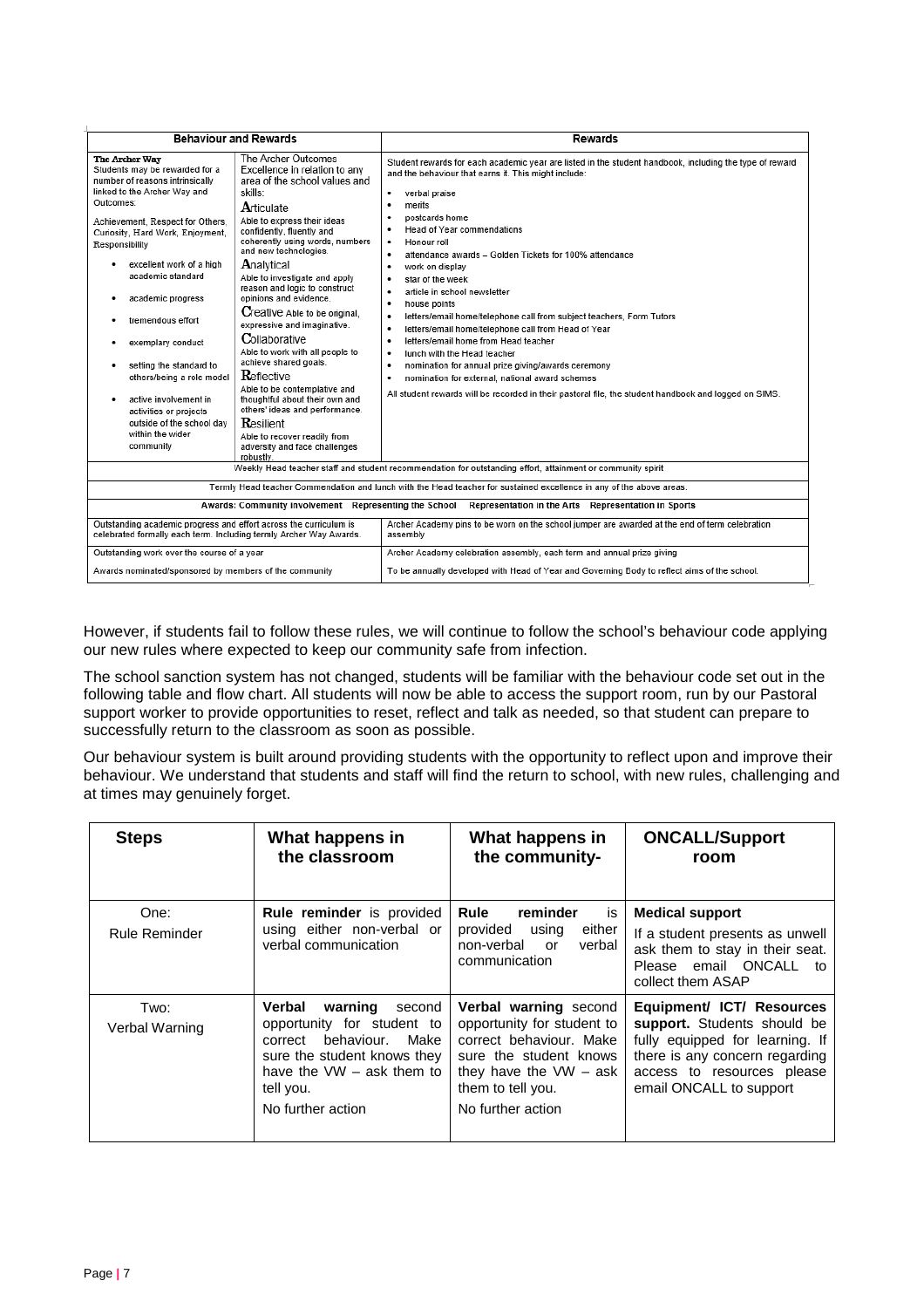| Behaviour and Rewards | | Rewards |
|---|---|---|
| **The Archer Way**<br>Students may be rewarded for a number of reasons intrinsically linked to the Archer Way and Outcomes:<br><br>Achievement, Respect for Others, Curiosity, Hard Work, Enjoyment, Responsibility<br><br>• excellent work of a high academic standard<br>• academic progress<br>• tremendous effort<br>• exemplary conduct<br>• setting the standard to others/being a role model<br>• active involvement in activities or projects outside of the school day within the wider community | The Archer Outcomes<br>Excellence in relation to any area of the school values and skills:<br>**A**rticulate<br>Able to express their ideas confidently, fluently and coherently using words, numbers and new technologies.<br>**A**nalytical<br>Able to investigate and apply reason and logic to construct opinions and evidence.<br>**C**reative Able to be original, expressive and imaginative.<br>**C**ollaborative<br>Able to work with all people to achieve shared goals.<br>**R**eflective<br>Able to be contemplative and thoughtful about their own and others' ideas and performance.<br>**R**esilient<br>Able to recover readily from adversity and face challenges robustly. | Student rewards for each academic year are listed in the student handbook, including the type of reward and the behaviour that earns it. This might include:<br><br>• verbal praise<br>• merits<br>• postcards home<br>• Head of Year commendations<br>• Honour roll<br>• attendance awards – Golden Tickets for 100% attendance<br>• work on display<br>• star of the week<br>• article in school newsletter<br>• house points<br>• letters/email home/telephone call from subject teachers, Form Tutors<br>• letters/email home/telephone call from Head of Year<br>• letters/email home from Head teacher<br>• lunch with the Head teacher<br>• nomination for annual prize giving/awards ceremony<br>• nomination for external, national award schemes<br><br>All student rewards will be recorded in their pastoral file, the student handbook and logged on SIMS. |
| Weekly Head teacher staff and student recommendation for outstanding effort, attainment or community spirit | | |
| Termly Head teacher Commendation and lunch with the Head teacher for sustained excellence in any of the above areas. | | |
| **Awards: Community involvement Representing the School Representation in the Arts Representation in Sports** | | |
| Outstanding academic progress and effort across the curriculum is celebrated formally each term. Including termly Archer Way Awards. | | Archer Academy pins to be worn on the school jumper are awarded at the end of term celebration assembly |
| Outstanding work over the course of a year | | Archer Academy celebration assembly, each term and annual prize giving |
| Awards nominated/sponsored by members of the community | | To be annually developed with Head of Year and Governing Body to reflect aims of the school. |

However, if students fail to follow these rules, we will continue to follow the school's behaviour code applying our new rules where expected to keep our community safe from infection.

The school sanction system has not changed, students will be familiar with the behaviour code set out in the following table and flow chart. All students will now be able to access the support room, run by our Pastoral support worker to provide opportunities to reset, reflect and talk as needed, so that student can prepare to successfully return to the classroom as soon as possible.

Our behaviour system is built around providing students with the opportunity to reflect upon and improve their behaviour. We understand that students and staff will find the return to school, with new rules, challenging and at times may genuinely forget.

| Steps | What happens in the classroom | What happens in the community- | ONCALL/Support room |
|---|---|---|---|
| One:<br>Rule Reminder | **Rule reminder** is provided using either non-verbal or verbal communication | **Rule reminder** is provided using either non-verbal or verbal communication | **Medical support**<br>If a student presents as unwell ask them to stay in their seat. Please email ONCALL to collect them ASAP |
| Two:<br>Verbal Warning | **Verbal warning** second opportunity for student to correct behaviour. Make sure the student knows they have the VW – ask them to tell you.<br>No further action | **Verbal warning** second opportunity for student to correct behaviour. Make sure the student knows they have the VW – ask them to tell you.<br>No further action | **Equipment/ ICT/ Resources support.** Students should be fully equipped for learning. If there is any concern regarding access to resources please email ONCALL to support |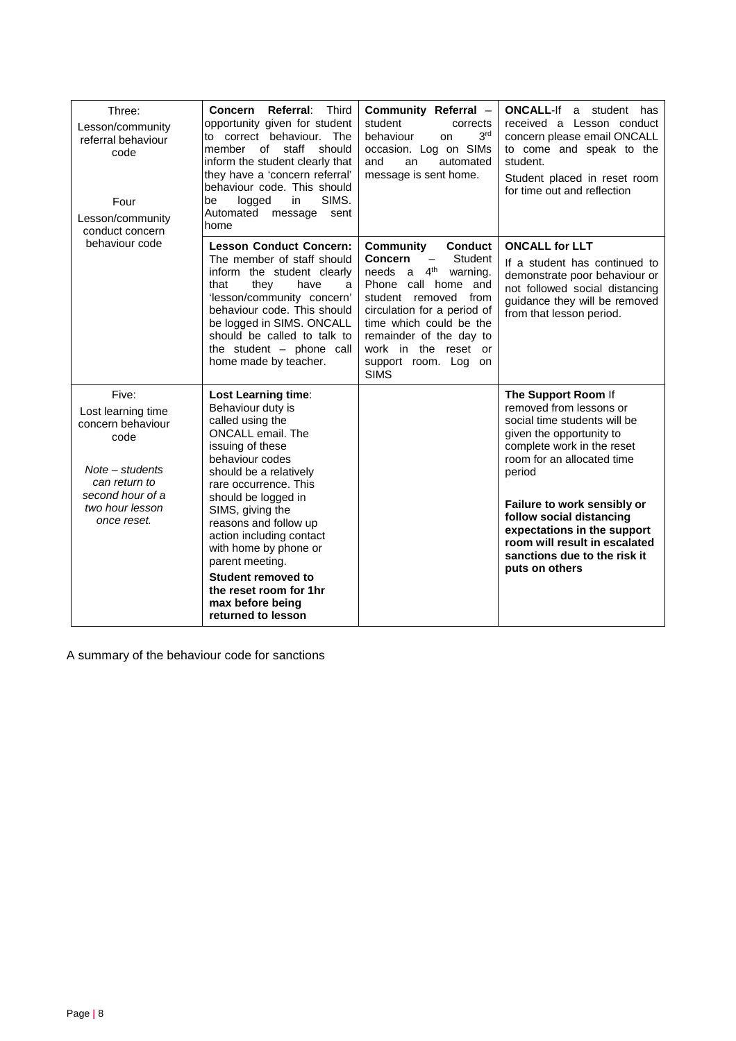| | | | |
|---|---|---|---|
| Three:<br>Lesson/community referral behaviour code<br><br>Four<br>Lesson/community conduct concern behaviour code | **Concern Referral**: Third opportunity given for student to correct behaviour. The member of staff should inform the student clearly that they have a 'concern referral' behaviour code. This should be logged in SIMS. Automated message sent home | **Community Referral** – student corrects behaviour on 3rd occasion. Log on SIMs and an automated message is sent home. | **ONCALL**-If a student has received a Lesson conduct concern please email ONCALL to come and speak to the student.<br>Student placed in reset room for time out and reflection |
| | **Lesson Conduct Concern:** The member of staff should inform the student clearly that they have a 'lesson/community concern' behaviour code. This should be logged in SIMS. ONCALL should be called to talk to the student – phone call home made by teacher. | **Community Conduct Concern** – Student needs a 4th warning. Phone call home and student removed from circulation for a period of time which could be the remainder of the day to work in the reset or support room. Log on SIMS | **ONCALL for LLT**<br>If a student has continued to demonstrate poor behaviour or not followed social distancing guidance they will be removed from that lesson period. |
| Five:<br>Lost learning time concern behaviour code<br><br>*Note – students can return to second hour of a two hour lesson once reset.* | **Lost Learning time**: Behaviour duty is called using the ONCALL email. The issuing of these behaviour codes should be a relatively rare occurrence. This should be logged in SIMS, giving the reasons and follow up action including contact with home by phone or parent meeting.<br>**Student removed to the reset room for 1hr max before being returned to lesson** | | **The Support Room** If removed from lessons or social time students will be given the opportunity to complete work in the reset room for an allocated time period<br><br>**Failure to work sensibly or follow social distancing expectations in the support room will result in escalated sanctions due to the risk it puts on others** |

A summary of the behaviour code for sanctions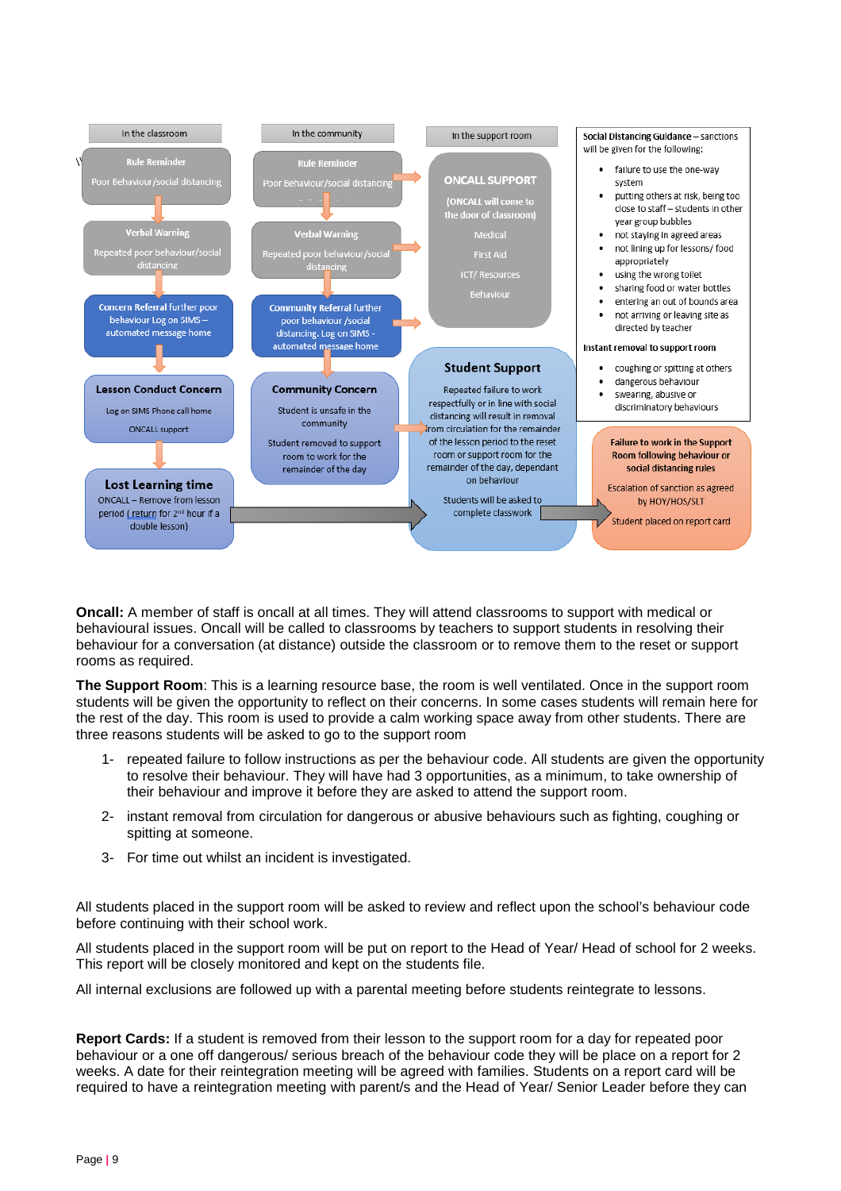In the classroom

**Rule Reminder**
Poor Behaviour/social distancing

**Verbal Warning**
Repeated poor behaviour/social distancing

**Concern Referral** further poor behaviour Log on SIMS – automated message home

**Lesson Conduct Concern**
Log on SIMS Phone call home
ONCALL support

**Lost Learning time**
ONCALL – Remove from lesson period (return for 2nd hour if a double lesson)

In the community

**Rule Reminder**
Poor Behaviour/social distancing

**Verbal Warning**
Repeated poor behaviour/social distancing

**Community Referral** further poor behaviour /social distancing. Log on SIMS - automated message home

**Community Concern**
Student is unsafe in the community
Student removed to support room to work for the remainder of the day

In the support room

**ONCALL SUPPORT**
(ONCALL will come to the door of classroom)
Medical
First Aid
ICT/ Resources
Behaviour

**Student Support**
Repeated failure to work respectfully or in line with social distancing will result in removal from circulation for the remainder of the lesson period to the reset room or support room for the remainder of the day, dependant on behaviour
Students will be asked to complete classwork

**Social Distancing Guidance** – sanctions will be given for the following:

- failure to use the one-way system
- putting others at risk, being too close to staff – students in other year group bubbles
- not staying in agreed areas
- not lining up for lessons/ food appropriately
- using the wrong toilet
- sharing food or water bottles
- entering an out of bounds area
- not arriving or leaving site as directed by teacher

**Instant removal to support room**

- coughing or spitting at others
- dangerous behaviour
- swearing, abusive or discriminatory behaviours

**Failure to work in the Support Room following behaviour or social distancing rules**
Escalation of sanction as agreed by HOY/HOS/SLT
Student placed on report card

**Oncall:** A member of staff is oncall at all times. They will attend classrooms to support with medical or behavioural issues. Oncall will be called to classrooms by teachers to support students in resolving their behaviour for a conversation (at distance) outside the classroom or to remove them to the reset or support rooms as required.

**The Support Room**: This is a learning resource base, the room is well ventilated. Once in the support room students will be given the opportunity to reflect on their concerns. In some cases students will remain here for the rest of the day. This room is used to provide a calm working space away from other students. There are three reasons students will be asked to go to the support room

1- repeated failure to follow instructions as per the behaviour code. All students are given the opportunity to resolve their behaviour. They will have had 3 opportunities, as a minimum, to take ownership of their behaviour and improve it before they are asked to attend the support room.

2- instant removal from circulation for dangerous or abusive behaviours such as fighting, coughing or spitting at someone.

3- For time out whilst an incident is investigated.

All students placed in the support room will be asked to review and reflect upon the school's behaviour code before continuing with their school work.

All students placed in the support room will be put on report to the Head of Year/ Head of school for 2 weeks. This report will be closely monitored and kept on the students file.

All internal exclusions are followed up with a parental meeting before students reintegrate to lessons.

**Report Cards:** If a student is removed from their lesson to the support room for a day for repeated poor behaviour or a one off dangerous/ serious breach of the behaviour code they will be place on a report for 2 weeks. A date for their reintegration meeting will be agreed with families. Students on a report card will be required to have a reintegration meeting with parent/s and the Head of Year/ Senior Leader before they can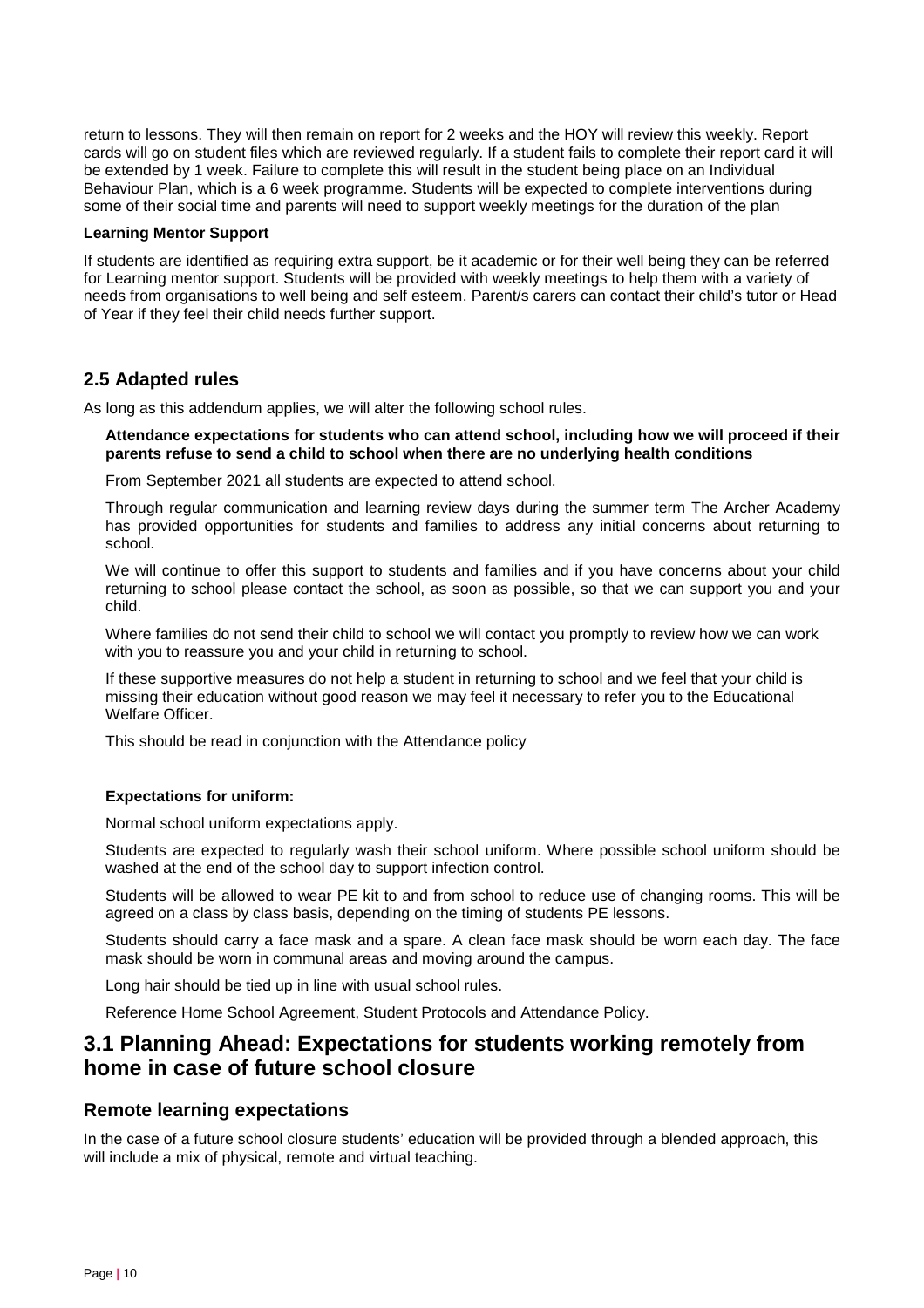return to lessons. They will then remain on report for 2 weeks and the HOY will review this weekly. Report cards will go on student files which are reviewed regularly. If a student fails to complete their report card it will be extended by 1 week. Failure to complete this will result in the student being place on an Individual Behaviour Plan, which is a 6 week programme. Students will be expected to complete interventions during some of their social time and parents will need to support weekly meetings for the duration of the plan

**Learning Mentor Support**

If students are identified as requiring extra support, be it academic or for their well being they can be referred for Learning mentor support. Students will be provided with weekly meetings to help them with a variety of needs from organisations to well being and self esteem. Parent/s carers can contact their child's tutor or Head of Year if they feel their child needs further support.

## 2.5 Adapted rules

As long as this addendum applies, we will alter the following school rules.

**Attendance expectations for students who can attend school, including how we will proceed if their parents refuse to send a child to school when there are no underlying health conditions**

From September 2021 all students are expected to attend school.

Through regular communication and learning review days during the summer term The Archer Academy has provided opportunities for students and families to address any initial concerns about returning to school.

We will continue to offer this support to students and families and if you have concerns about your child returning to school please contact the school, as soon as possible, so that we can support you and your child.

Where families do not send their child to school we will contact you promptly to review how we can work with you to reassure you and your child in returning to school.

If these supportive measures do not help a student in returning to school and we feel that your child is missing their education without good reason we may feel it necessary to refer you to the Educational Welfare Officer.

This should be read in conjunction with the Attendance policy

**Expectations for uniform:**

Normal school uniform expectations apply.

Students are expected to regularly wash their school uniform. Where possible school uniform should be washed at the end of the school day to support infection control.

Students will be allowed to wear PE kit to and from school to reduce use of changing rooms. This will be agreed on a class by class basis, depending on the timing of students PE lessons.

Students should carry a face mask and a spare. A clean face mask should be worn each day. The face mask should be worn in communal areas and moving around the campus.

Long hair should be tied up in line with usual school rules.

Reference Home School Agreement, Student Protocols and Attendance Policy.

# 3.1 Planning Ahead: Expectations for students working remotely from home in case of future school closure

## Remote learning expectations

In the case of a future school closure students' education will be provided through a blended approach, this will include a mix of physical, remote and virtual teaching.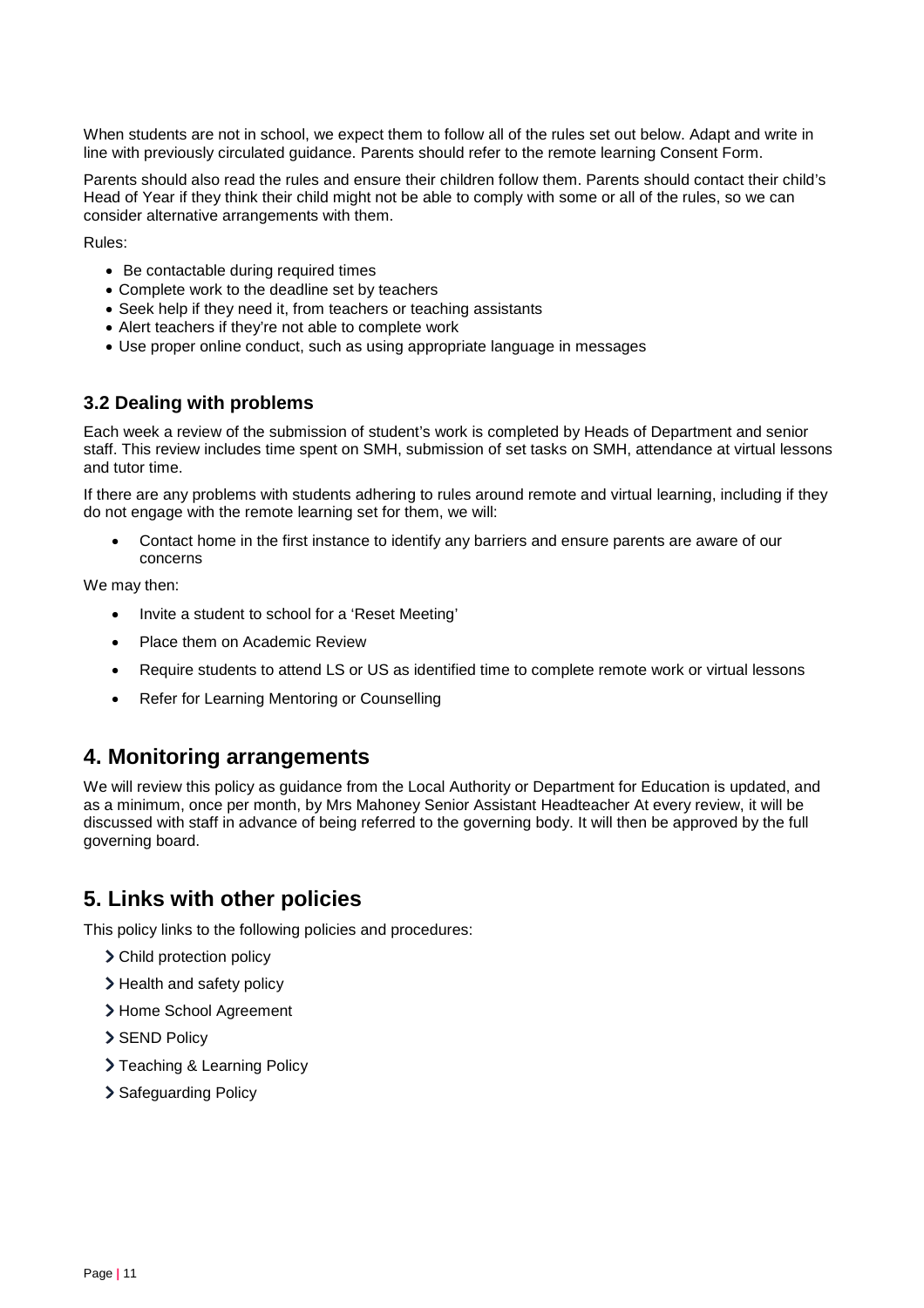When students are not in school, we expect them to follow all of the rules set out below. Adapt and write in line with previously circulated guidance. Parents should refer to the remote learning Consent Form.

Parents should also read the rules and ensure their children follow them. Parents should contact their child's Head of Year if they think their child might not be able to comply with some or all of the rules, so we can consider alternative arrangements with them.

Rules:

- Be contactable during required times
- Complete work to the deadline set by teachers
- Seek help if they need it, from teachers or teaching assistants
- Alert teachers if they're not able to complete work
- Use proper online conduct, such as using appropriate language in messages

### 3.2 Dealing with problems

Each week a review of the submission of student's work is completed by Heads of Department and senior staff. This review includes time spent on SMH, submission of set tasks on SMH, attendance at virtual lessons and tutor time.

If there are any problems with students adhering to rules around remote and virtual learning, including if they do not engage with the remote learning set for them, we will:

- Contact home in the first instance to identify any barriers and ensure parents are aware of our concerns

We may then:

- Invite a student to school for a 'Reset Meeting'
- Place them on Academic Review
- Require students to attend LS or US as identified time to complete remote work or virtual lessons
- Refer for Learning Mentoring or Counselling

## 4. Monitoring arrangements

We will review this policy as guidance from the Local Authority or Department for Education is updated, and as a minimum, once per month, by Mrs Mahoney Senior Assistant Headteacher At every review, it will be discussed with staff in advance of being referred to the governing body. It will then be approved by the full governing board.

## 5. Links with other policies

This policy links to the following policies and procedures:

- Child protection policy
- Health and safety policy
- Home School Agreement
- SEND Policy
- Teaching & Learning Policy
- Safeguarding Policy